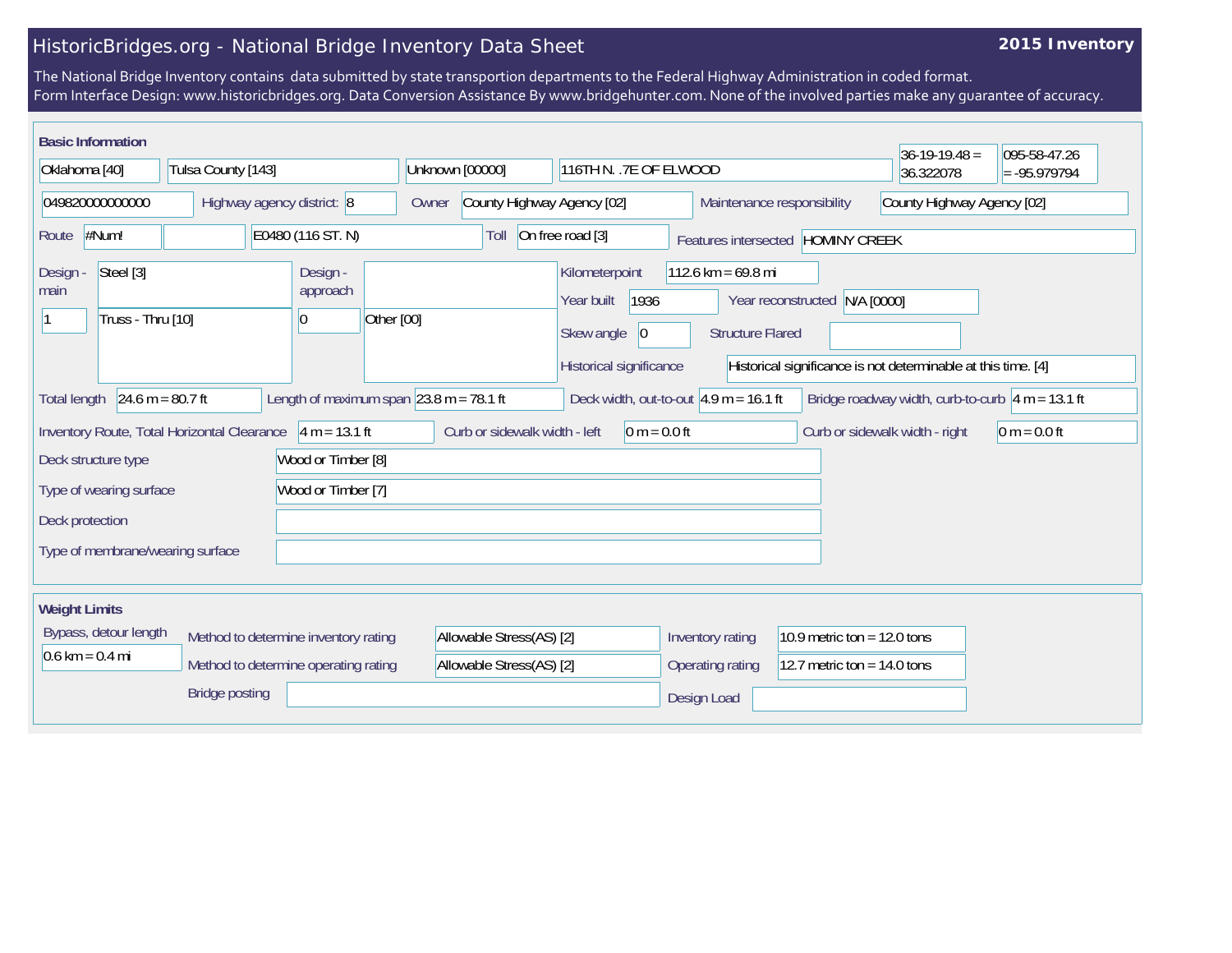# HistoricBridges.org - National Bridge Inventory Data Sheet

**2015 Inventory**

The National Bridge Inventory contains data submitted by state transportion departments to the Federal Highway Administration in coded format.
Form Interface Design: www.historicbridges.org. Data Conversion Assistance By www.bridgehunter.com. None of the involved parties make any guarantee of accuracy.

## Basic Information

| | |
|---|---|
| State | Oklahoma [40] |
| County | Tulsa County [143] |
| Place | Unknown [00000] |
| Location | 116TH N. .7E OF ELWOOD |
| Latitude | 36-19-19.48 = 36.322078 |
| Longitude | 095-58-47.26 = -95.979794 |
| Structure number | 049820000000000 |
| Highway agency district: | 8 |
| Owner | County Highway Agency [02] |
| Maintenance responsibility | County Highway Agency [02] |
| Route | #Num! |
| Facility carried | E0480 (116 ST. N) |
| Toll | On free road [3] |
| Features intersected | HOMINY CREEK |
| Design - main | Steel [3] / 1 / Truss - Thru [10] |
| Design - approach | 0 / Other [00] |
| Kilometerpoint | 112.6 km = 69.8 mi |
| Year built | 1936 |
| Year reconstructed | N/A [0000] |
| Skew angle | 0 |
| Structure Flared | |
| Historical significance | Historical significance is not determinable at this time. [4] |
| Total length | 24.6 m = 80.7 ft |
| Length of maximum span | 23.8 m = 78.1 ft |
| Deck width, out-to-out | 4.9 m = 16.1 ft |
| Bridge roadway width, curb-to-curb | 4 m = 13.1 ft |
| Inventory Route, Total Horizontal Clearance | 4 m = 13.1 ft |
| Curb or sidewalk width - left | 0 m = 0.0 ft |
| Curb or sidewalk width - right | 0 m = 0.0 ft |
| Deck structure type | Wood or Timber [8] |
| Type of wearing surface | Wood or Timber [7] |
| Deck protection | |
| Type of membrane/wearing surface | |

## Weight Limits

| | |
|---|---|
| Bypass, detour length | 0.6 km = 0.4 mi |
| Method to determine inventory rating | Allowable Stress(AS) [2] |
| Method to determine operating rating | Allowable Stress(AS) [2] |
| Inventory rating | 10.9 metric ton = 12.0 tons |
| Operating rating | 12.7 metric ton = 14.0 tons |
| Bridge posting | |
| Design Load | |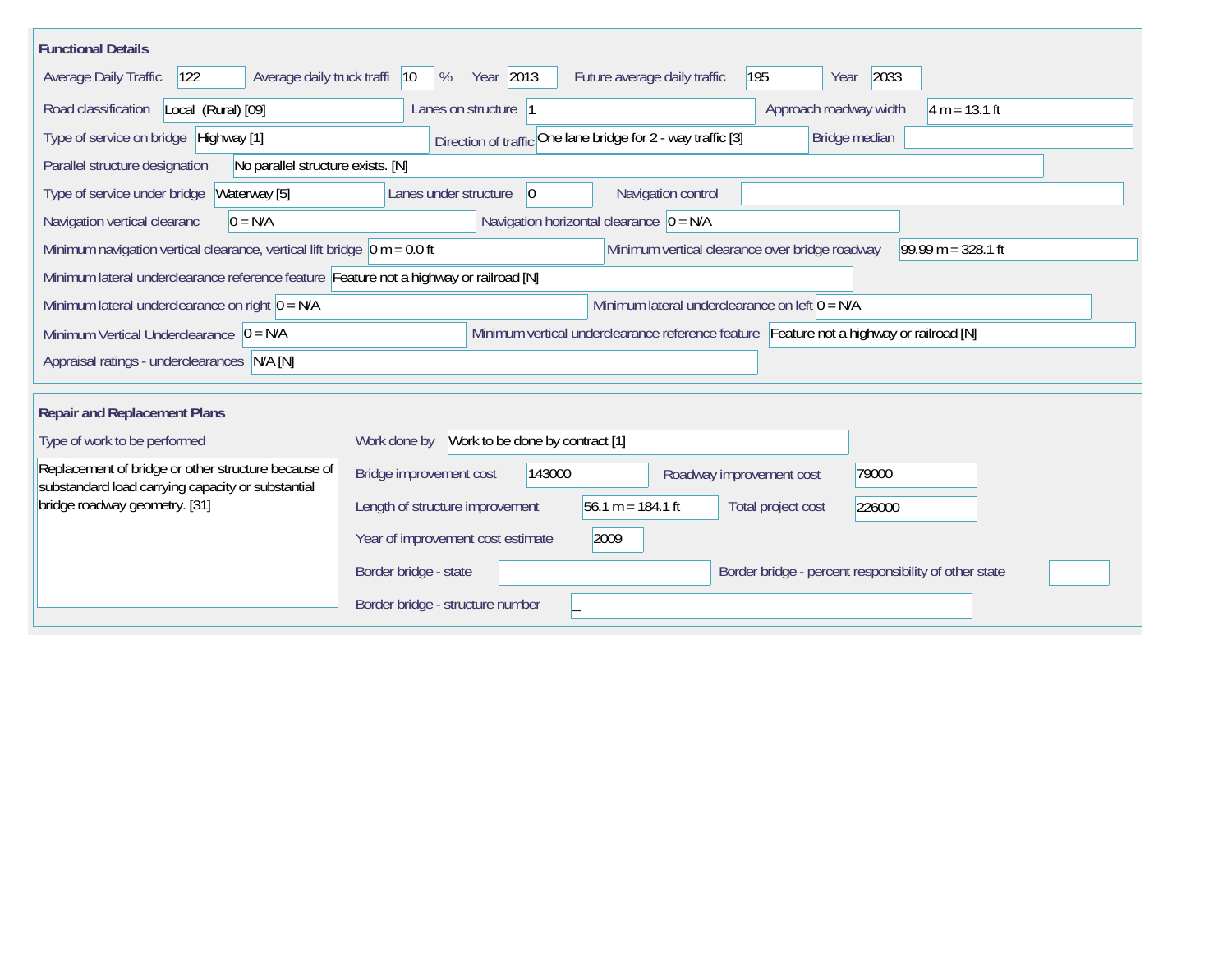## Functional Details

| Field | Value |
|---|---|
| Average Daily Traffic | 122 |
| Average daily truck traffi | 10 % |
| Year | 2013 |
| Future average daily traffic | 195 |
| Year | 2033 |
| Road classification | Local (Rural) [09] |
| Lanes on structure | 1 |
| Approach roadway width | 4 m = 13.1 ft |
| Type of service on bridge | Highway [1] |
| Direction of traffic | One lane bridge for 2 - way traffic [3] |
| Bridge median | |
| Parallel structure designation | No parallel structure exists. [N] |
| Type of service under bridge | Waterway [5] |
| Lanes under structure | 0 |
| Navigation control | |
| Navigation vertical clearanc | 0 = N/A |
| Navigation horizontal clearance | 0 = N/A |
| Minimum navigation vertical clearance, vertical lift bridge | 0 m = 0.0 ft |
| Minimum vertical clearance over bridge roadway | 99.99 m = 328.1 ft |
| Minimum lateral underclearance reference feature | Feature not a highway or railroad [N] |
| Minimum lateral underclearance on right | 0 = N/A |
| Minimum lateral underclearance on left | 0 = N/A |
| Minimum Vertical Underclearance | 0 = N/A |
| Minimum vertical underclearance reference feature | Feature not a highway or railroad [N] |
| Appraisal ratings - underclearances | N/A [N] |

## Repair and Replacement Plans

| Field | Value |
|---|---|
| Type of work to be performed | Replacement of bridge or other structure because of substandard load carrying capacity or substantial bridge roadway geometry. [31] |
| Work done by | Work to be done by contract [1] |
| Bridge improvement cost | 143000 |
| Roadway improvement cost | 79000 |
| Length of structure improvement | 56.1 m = 184.1 ft |
| Total project cost | 226000 |
| Year of improvement cost estimate | 2009 |
| Border bridge - state | |
| Border bridge - percent responsibility of other state | |
| Border bridge - structure number | _ |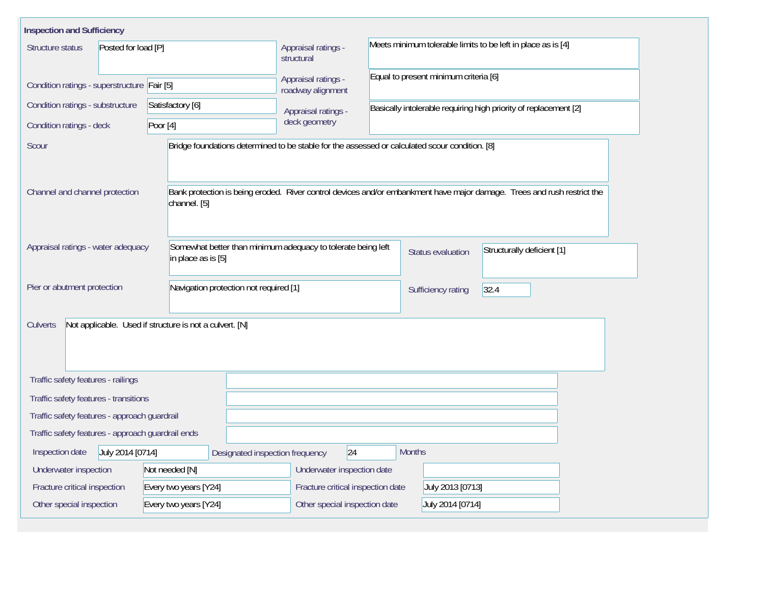## Inspection and Sufficiency

| Field | Value |
|---|---|
| Structure status | Posted for load [P] |
| Condition ratings - superstructure | Fair [5] |
| Condition ratings - substructure | Satisfactory [6] |
| Condition ratings - deck | Poor [4] |
| Appraisal ratings - structural | Meets minimum tolerable limits to be left in place as is [4] |
| Appraisal ratings - roadway alignment | Equal to present minimum criteria [6] |
| Appraisal ratings - deck geometry | Basically intolerable requiring high priority of replacement [2] |
| Scour | Bridge foundations determined to be stable for the assessed or calculated scour condition. [8] |
| Channel and channel protection | Bank protection is being eroded. River control devices and/or embankment have major damage. Trees and rush restrict the channel. [5] |
| Appraisal ratings - water adequacy | Somewhat better than minimum adequacy to tolerate being left in place as is [5] |
| Status evaluation | Structurally deficient [1] |
| Pier or abutment protection | Navigation protection not required [1] |
| Sufficiency rating | 32.4 |
| Culverts | Not applicable. Used if structure is not a culvert. [N] |
| Traffic safety features - railings | |
| Traffic safety features - transitions | |
| Traffic safety features - approach guardrail | |
| Traffic safety features - approach guardrail ends | |
| Inspection date | July 2014 [0714] |
| Designated inspection frequency | 24 Months |
| Underwater inspection | Not needed [N] |
| Underwater inspection date | |
| Fracture critical inspection | Every two years [Y24] |
| Fracture critical inspection date | July 2013 [0713] |
| Other special inspection | Every two years [Y24] |
| Other special inspection date | July 2014 [0714] |